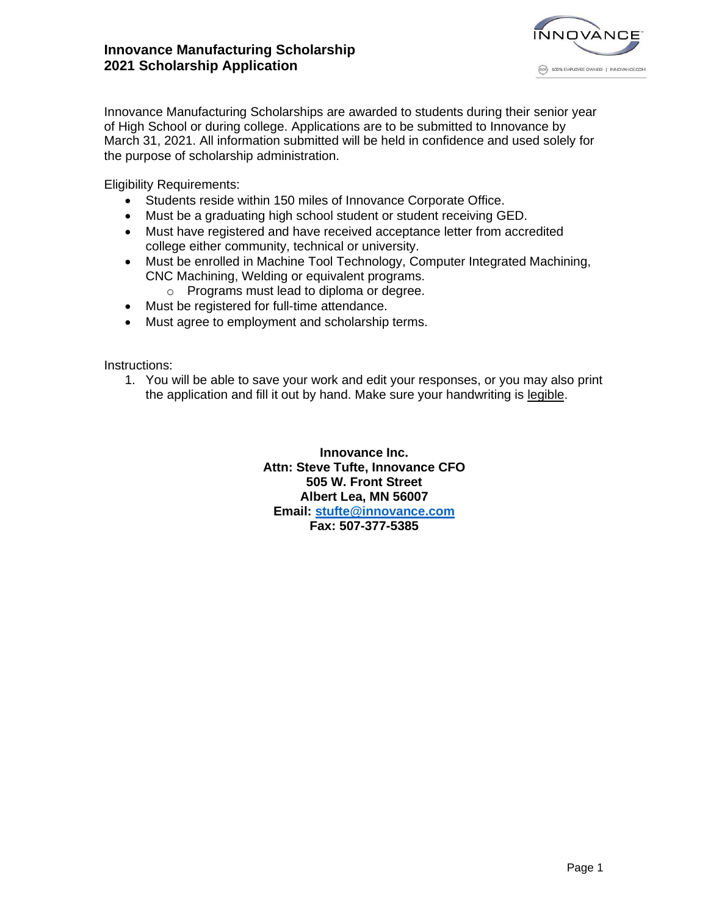# Innovance Manufacturing Scholarship
## 2021 Scholarship Application

Innovance Manufacturing Scholarships are awarded to students during their senior year of High School or during college. Applications are to be submitted to Innovance by March 31, 2021. All information submitted will be held in confidence and used solely for the purpose of scholarship administration.

Eligibility Requirements:

- Students reside within 150 miles of Innovance Corporate Office.
- Must be a graduating high school student or student receiving GED.
- Must have registered and have received acceptance letter from accredited college either community, technical or university.
- Must be enrolled in Machine Tool Technology, Computer Integrated Machining, CNC Machining, Welding or equivalent programs.
  - Programs must lead to diploma or degree.
- Must be registered for full-time attendance.
- Must agree to employment and scholarship terms.

Instructions:

1. You will be able to save your work and edit your responses, or you may also print the application and fill it out by hand. Make sure your handwriting is legible.

**Innovance Inc.**
**Attn: Steve Tufte, Innovance CFO**
**505 W. Front Street**
**Albert Lea, MN 56007**
**Email: stufte@innovance.com**
**Fax: 507-377-5385**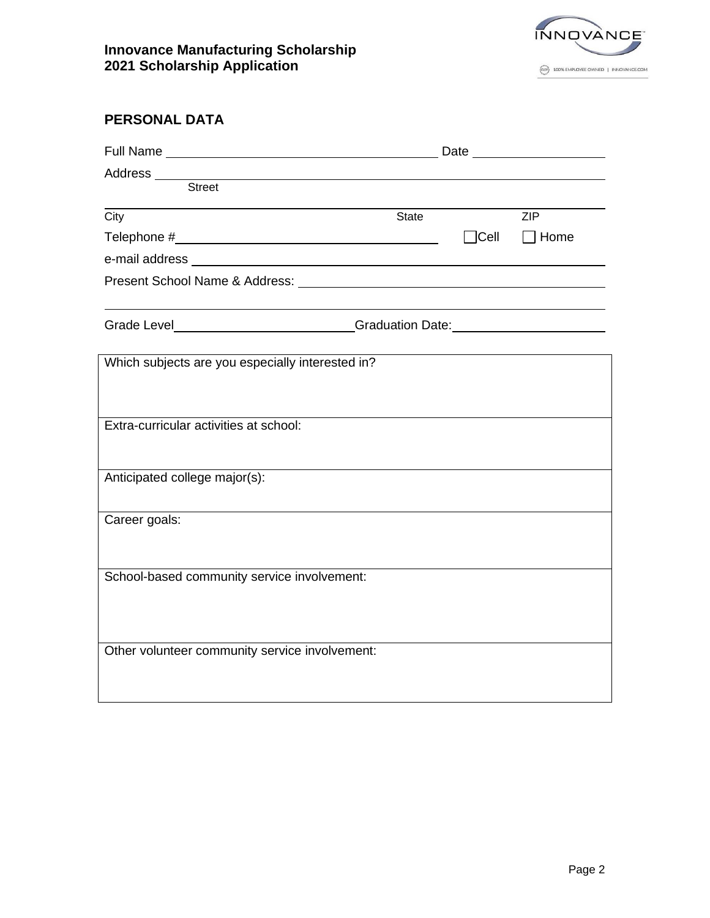**Innovance Manufacturing Scholarship**
**2021 Scholarship Application**

## PERSONAL DATA

Full Name ______________________________ Date ________________

Address ______________________________________________
Street

______________________________________________
City State ZIP

Telephone # ______________________________ ☐ Cell ☐ Home

e-mail address ______________________________________________

Present School Name & Address: ______________________________

______________________________________________

Grade Level ____________________ Graduation Date: ____________________

| Which subjects are you especially interested in? |
|---|
| Extra-curricular activities at school: |
| Anticipated college major(s): |
| Career goals: |
| School-based community service involvement: |
| Other volunteer community service involvement: |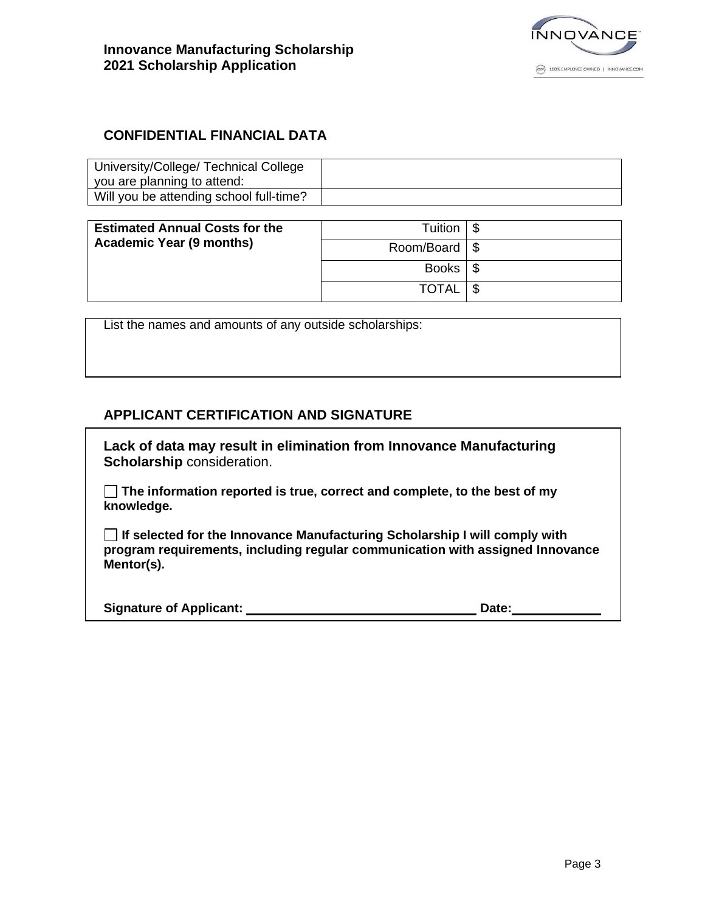**Innovance Manufacturing Scholarship**
**2021 Scholarship Application**

## CONFIDENTIAL FINANCIAL DATA

| University/College/ Technical College you are planning to attend: | |
|---|---|
| Will you be attending school full-time? | |

| **Estimated Annual Costs for the Academic Year (9 months)** | Tuition | $ |
|---|---|---|
| | Room/Board | $ |
| | Books | $ |
| | TOTAL | $ |

List the names and amounts of any outside scholarships:

## APPLICANT CERTIFICATION AND SIGNATURE

**Lack of data may result in elimination from Innovance Manufacturing Scholarship** consideration.

☐ **The information reported is true, correct and complete, to the best of my knowledge.**

☐ **If selected for the Innovance Manufacturing Scholarship I will comply with program requirements, including regular communication with assigned Innovance Mentor(s).**

**Signature of Applicant:** ________________________________ **Date:** ____________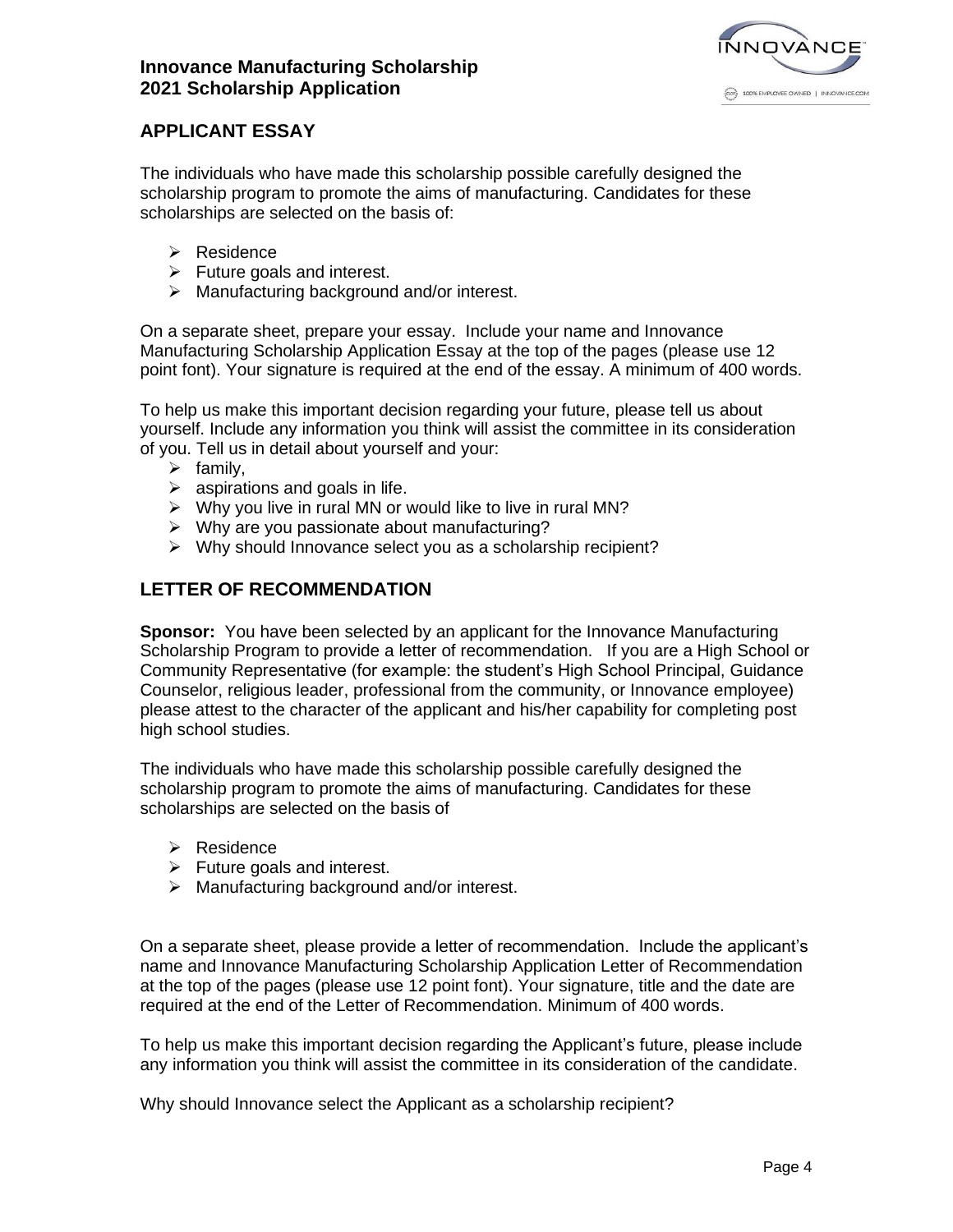## APPLICANT ESSAY

The individuals who have made this scholarship possible carefully designed the scholarship program to promote the aims of manufacturing. Candidates for these scholarships are selected on the basis of:

- Residence
- Future goals and interest.
- Manufacturing background and/or interest.

On a separate sheet, prepare your essay. Include your name and Innovance Manufacturing Scholarship Application Essay at the top of the pages (please use 12 point font). Your signature is required at the end of the essay. A minimum of 400 words.

To help us make this important decision regarding your future, please tell us about yourself. Include any information you think will assist the committee in its consideration of you. Tell us in detail about yourself and your:

- family,
- aspirations and goals in life.
- Why you live in rural MN or would like to live in rural MN?
- Why are you passionate about manufacturing?
- Why should Innovance select you as a scholarship recipient?

## LETTER OF RECOMMENDATION

**Sponsor:** You have been selected by an applicant for the Innovance Manufacturing Scholarship Program to provide a letter of recommendation. If you are a High School or Community Representative (for example: the student's High School Principal, Guidance Counselor, religious leader, professional from the community, or Innovance employee) please attest to the character of the applicant and his/her capability for completing post high school studies.

The individuals who have made this scholarship possible carefully designed the scholarship program to promote the aims of manufacturing. Candidates for these scholarships are selected on the basis of

- Residence
- Future goals and interest.
- Manufacturing background and/or interest.

On a separate sheet, please provide a letter of recommendation. Include the applicant's name and Innovance Manufacturing Scholarship Application Letter of Recommendation at the top of the pages (please use 12 point font). Your signature, title and the date are required at the end of the Letter of Recommendation. Minimum of 400 words.

To help us make this important decision regarding the Applicant's future, please include any information you think will assist the committee in its consideration of the candidate.

Why should Innovance select the Applicant as a scholarship recipient?